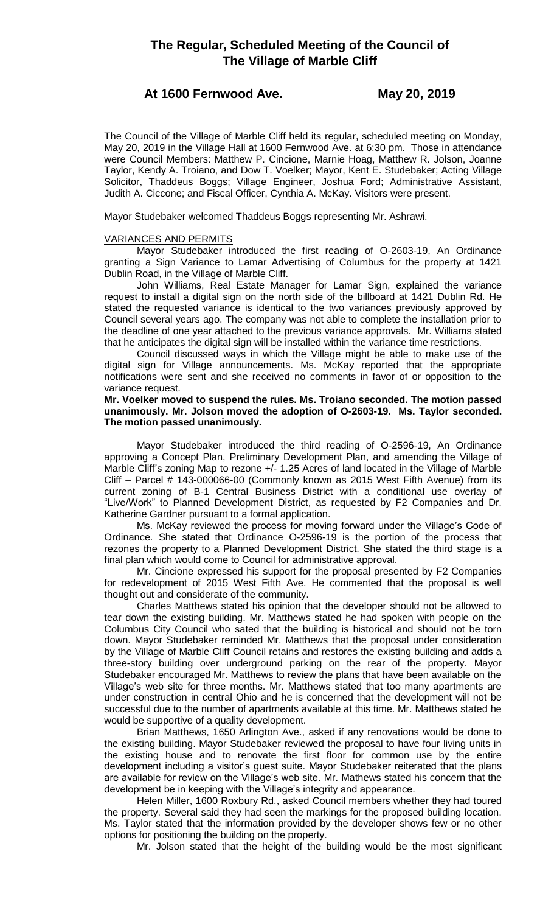# The Regular, Scheduled Meeting of the Council of The Village of Marble Cliff

## At 1600 Fernwood Ave. May 20, 2019

The Council of the Village of Marble Cliff held its regular, scheduled meeting on Monday, May 20, 2019 in the Village Hall at 1600 Fernwood Ave. at 6:30 pm. Those in attendance were Council Members: Matthew P. Cincione, Marnie Hoag, Matthew R. Jolson, Joanne Taylor, Kendy A. Troiano, and Dow T. Voelker; Mayor, Kent E. Studebaker; Acting Village Solicitor, Thaddeus Boggs; Village Engineer, Joshua Ford; Administrative Assistant, Judith A. Ciccone; and Fiscal Officer, Cynthia A. McKay. Visitors were present.

Mayor Studebaker welcomed Thaddeus Boggs representing Mr. Ashrawi.

VARIANCES AND PERMITS

Mayor Studebaker introduced the first reading of O-2603-19, An Ordinance granting a Sign Variance to Lamar Advertising of Columbus for the property at 1421 Dublin Road, in the Village of Marble Cliff.

John Williams, Real Estate Manager for Lamar Sign, explained the variance request to install a digital sign on the north side of the billboard at 1421 Dublin Rd. He stated the requested variance is identical to the two variances previously approved by Council several years ago. The company was not able to complete the installation prior to the deadline of one year attached to the previous variance approvals. Mr. Williams stated that he anticipates the digital sign will be installed within the variance time restrictions.

Council discussed ways in which the Village might be able to make use of the digital sign for Village announcements. Ms. McKay reported that the appropriate notifications were sent and she received no comments in favor of or opposition to the variance request.

**Mr. Voelker moved to suspend the rules. Ms. Troiano seconded. The motion passed unanimously. Mr. Jolson moved the adoption of O-2603-19. Ms. Taylor seconded. The motion passed unanimously.**

Mayor Studebaker introduced the third reading of O-2596-19, An Ordinance approving a Concept Plan, Preliminary Development Plan, and amending the Village of Marble Cliff's zoning Map to rezone +/- 1.25 Acres of land located in the Village of Marble Cliff – Parcel # 143-000066-00 (Commonly known as 2015 West Fifth Avenue) from its current zoning of B-1 Central Business District with a conditional use overlay of "Live/Work" to Planned Development District, as requested by F2 Companies and Dr. Katherine Gardner pursuant to a formal application.

Ms. McKay reviewed the process for moving forward under the Village's Code of Ordinance. She stated that Ordinance O-2596-19 is the portion of the process that rezones the property to a Planned Development District. She stated the third stage is a final plan which would come to Council for administrative approval.

Mr. Cincione expressed his support for the proposal presented by F2 Companies for redevelopment of 2015 West Fifth Ave. He commented that the proposal is well thought out and considerate of the community.

Charles Matthews stated his opinion that the developer should not be allowed to tear down the existing building. Mr. Matthews stated he had spoken with people on the Columbus City Council who sated that the building is historical and should not be torn down. Mayor Studebaker reminded Mr. Matthews that the proposal under consideration by the Village of Marble Cliff Council retains and restores the existing building and adds a three-story building over underground parking on the rear of the property. Mayor Studebaker encouraged Mr. Matthews to review the plans that have been available on the Village's web site for three months. Mr. Matthews stated that too many apartments are under construction in central Ohio and he is concerned that the development will not be successful due to the number of apartments available at this time. Mr. Matthews stated he would be supportive of a quality development.

Brian Matthews, 1650 Arlington Ave., asked if any renovations would be done to the existing building. Mayor Studebaker reviewed the proposal to have four living units in the existing house and to renovate the first floor for common use by the entire development including a visitor's guest suite. Mayor Studebaker reiterated that the plans are available for review on the Village's web site. Mr. Mathews stated his concern that the development be in keeping with the Village's integrity and appearance.

Helen Miller, 1600 Roxbury Rd., asked Council members whether they had toured the property. Several said they had seen the markings for the proposed building location. Ms. Taylor stated that the information provided by the developer shows few or no other options for positioning the building on the property.

Mr. Jolson stated that the height of the building would be the most significant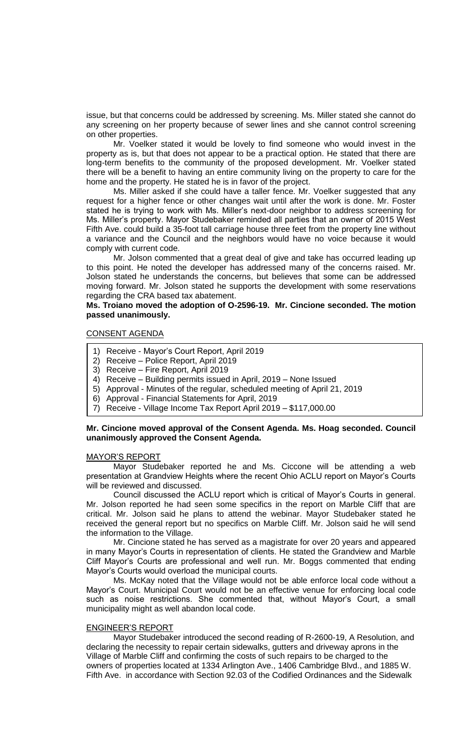issue, but that concerns could be addressed by screening. Ms. Miller stated she cannot do any screening on her property because of sewer lines and she cannot control screening on other properties.

Mr. Voelker stated it would be lovely to find someone who would invest in the property as is, but that does not appear to be a practical option. He stated that there are long-term benefits to the community of the proposed development. Mr. Voelker stated there will be a benefit to having an entire community living on the property to care for the home and the property. He stated he is in favor of the project.

Ms. Miller asked if she could have a taller fence. Mr. Voelker suggested that any request for a higher fence or other changes wait until after the work is done. Mr. Foster stated he is trying to work with Ms. Miller's next-door neighbor to address screening for Ms. Miller's property. Mayor Studebaker reminded all parties that an owner of 2015 West Fifth Ave. could build a 35-foot tall carriage house three feet from the property line without a variance and the Council and the neighbors would have no voice because it would comply with current code.

Mr. Jolson commented that a great deal of give and take has occurred leading up to this point. He noted the developer has addressed many of the concerns raised. Mr. Jolson stated he understands the concerns, but believes that some can be addressed moving forward. Mr. Jolson stated he supports the development with some reservations regarding the CRA based tax abatement.

**Ms. Troiano moved the adoption of O-2596-19. Mr. Cincione seconded. The motion passed unanimously.**

## CONSENT AGENDA

1) Receive - Mayor's Court Report, April 2019
2) Receive – Police Report, April 2019
3) Receive – Fire Report, April 2019
4) Receive – Building permits issued in April, 2019 – None Issued
5) Approval - Minutes of the regular, scheduled meeting of April 21, 2019
6) Approval - Financial Statements for April, 2019
7) Receive - Village Income Tax Report April 2019 – $117,000.00

**Mr. Cincione moved approval of the Consent Agenda. Ms. Hoag seconded. Council unanimously approved the Consent Agenda.**

## MAYOR'S REPORT

Mayor Studebaker reported he and Ms. Ciccone will be attending a web presentation at Grandview Heights where the recent Ohio ACLU report on Mayor's Courts will be reviewed and discussed.

Council discussed the ACLU report which is critical of Mayor's Courts in general. Mr. Jolson reported he had seen some specifics in the report on Marble Cliff that are critical. Mr. Jolson said he plans to attend the webinar. Mayor Studebaker stated he received the general report but no specifics on Marble Cliff. Mr. Jolson said he will send the information to the Village.

Mr. Cincione stated he has served as a magistrate for over 20 years and appeared in many Mayor's Courts in representation of clients. He stated the Grandview and Marble Cliff Mayor's Courts are professional and well run. Mr. Boggs commented that ending Mayor's Courts would overload the municipal courts.

Ms. McKay noted that the Village would not be able enforce local code without a Mayor's Court. Municipal Court would not be an effective venue for enforcing local code such as noise restrictions. She commented that, without Mayor's Court, a small municipality might as well abandon local code.

## ENGINEER'S REPORT

Mayor Studebaker introduced the second reading of R-2600-19, A Resolution, and declaring the necessity to repair certain sidewalks, gutters and driveway aprons in the Village of Marble Cliff and confirming the costs of such repairs to be charged to the owners of properties located at 1334 Arlington Ave., 1406 Cambridge Blvd., and 1885 W. Fifth Ave. in accordance with Section 92.03 of the Codified Ordinances and the Sidewalk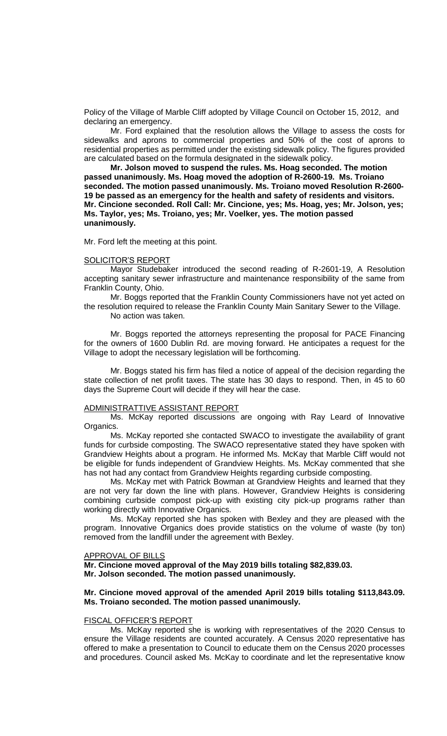Policy of the Village of Marble Cliff adopted by Village Council on October 15, 2012, and declaring an emergency.

Mr. Ford explained that the resolution allows the Village to assess the costs for sidewalks and aprons to commercial properties and 50% of the cost of aprons to residential properties as permitted under the existing sidewalk policy. The figures provided are calculated based on the formula designated in the sidewalk policy.

**Mr. Jolson moved to suspend the rules. Ms. Hoag seconded. The motion passed unanimously. Ms. Hoag moved the adoption of R-2600-19. Ms. Troiano seconded. The motion passed unanimously. Ms. Troiano moved Resolution R-2600-19 be passed as an emergency for the health and safety of residents and visitors. Mr. Cincione seconded. Roll Call: Mr. Cincione, yes; Ms. Hoag, yes; Mr. Jolson, yes; Ms. Taylor, yes; Ms. Troiano, yes; Mr. Voelker, yes. The motion passed unanimously.**

Mr. Ford left the meeting at this point.

SOLICITOR'S REPORT

Mayor Studebaker introduced the second reading of R-2601-19, A Resolution accepting sanitary sewer infrastructure and maintenance responsibility of the same from Franklin County, Ohio.

Mr. Boggs reported that the Franklin County Commissioners have not yet acted on the resolution required to release the Franklin County Main Sanitary Sewer to the Village.

No action was taken.

Mr. Boggs reported the attorneys representing the proposal for PACE Financing for the owners of 1600 Dublin Rd. are moving forward. He anticipates a request for the Village to adopt the necessary legislation will be forthcoming.

Mr. Boggs stated his firm has filed a notice of appeal of the decision regarding the state collection of net profit taxes. The state has 30 days to respond. Then, in 45 to 60 days the Supreme Court will decide if they will hear the case.

ADMINISTRATTIVE ASSISTANT REPORT

Ms. McKay reported discussions are ongoing with Ray Leard of Innovative Organics.

Ms. McKay reported she contacted SWACO to investigate the availability of grant funds for curbside composting. The SWACO representative stated they have spoken with Grandview Heights about a program. He informed Ms. McKay that Marble Cliff would not be eligible for funds independent of Grandview Heights. Ms. McKay commented that she has not had any contact from Grandview Heights regarding curbside composting.

Ms. McKay met with Patrick Bowman at Grandview Heights and learned that they are not very far down the line with plans. However, Grandview Heights is considering combining curbside compost pick-up with existing city pick-up programs rather than working directly with Innovative Organics.

Ms. McKay reported she has spoken with Bexley and they are pleased with the program. Innovative Organics does provide statistics on the volume of waste (by ton) removed from the landfill under the agreement with Bexley.

APPROVAL OF BILLS

**Mr. Cincione moved approval of the May 2019 bills totaling $82,839.03. Mr. Jolson seconded. The motion passed unanimously.**

**Mr. Cincione moved approval of the amended April 2019 bills totaling $113,843.09. Ms. Troiano seconded. The motion passed unanimously.**

FISCAL OFFICER'S REPORT

Ms. McKay reported she is working with representatives of the 2020 Census to ensure the Village residents are counted accurately. A Census 2020 representative has offered to make a presentation to Council to educate them on the Census 2020 processes and procedures. Council asked Ms. McKay to coordinate and let the representative know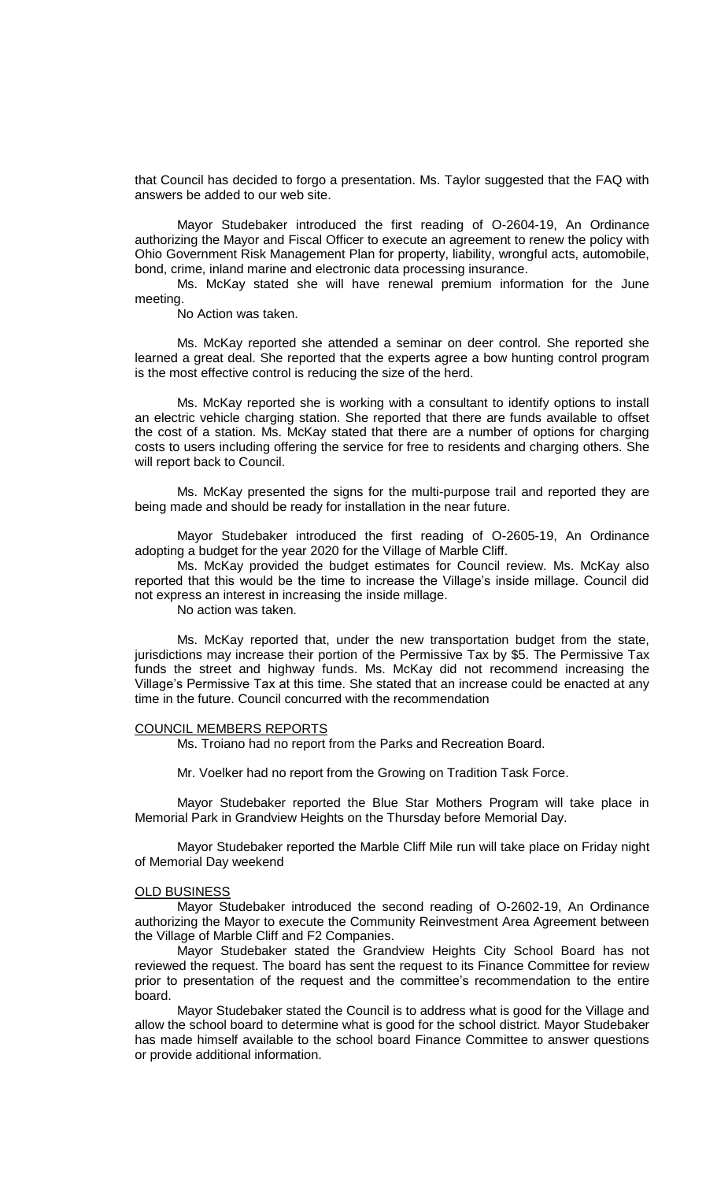that Council has decided to forgo a presentation. Ms. Taylor suggested that the FAQ with answers be added to our web site.

Mayor Studebaker introduced the first reading of O-2604-19, An Ordinance authorizing the Mayor and Fiscal Officer to execute an agreement to renew the policy with Ohio Government Risk Management Plan for property, liability, wrongful acts, automobile, bond, crime, inland marine and electronic data processing insurance.

Ms. McKay stated she will have renewal premium information for the June meeting.

No Action was taken.

Ms. McKay reported she attended a seminar on deer control. She reported she learned a great deal. She reported that the experts agree a bow hunting control program is the most effective control is reducing the size of the herd.

Ms. McKay reported she is working with a consultant to identify options to install an electric vehicle charging station. She reported that there are funds available to offset the cost of a station. Ms. McKay stated that there are a number of options for charging costs to users including offering the service for free to residents and charging others. She will report back to Council.

Ms. McKay presented the signs for the multi-purpose trail and reported they are being made and should be ready for installation in the near future.

Mayor Studebaker introduced the first reading of O-2605-19, An Ordinance adopting a budget for the year 2020 for the Village of Marble Cliff.

Ms. McKay provided the budget estimates for Council review. Ms. McKay also reported that this would be the time to increase the Village's inside millage. Council did not express an interest in increasing the inside millage.

No action was taken.

Ms. McKay reported that, under the new transportation budget from the state, jurisdictions may increase their portion of the Permissive Tax by $5. The Permissive Tax funds the street and highway funds. Ms. McKay did not recommend increasing the Village's Permissive Tax at this time. She stated that an increase could be enacted at any time in the future. Council concurred with the recommendation

## COUNCIL MEMBERS REPORTS

Ms. Troiano had no report from the Parks and Recreation Board.

Mr. Voelker had no report from the Growing on Tradition Task Force.

Mayor Studebaker reported the Blue Star Mothers Program will take place in Memorial Park in Grandview Heights on the Thursday before Memorial Day.

Mayor Studebaker reported the Marble Cliff Mile run will take place on Friday night of Memorial Day weekend

## OLD BUSINESS

Mayor Studebaker introduced the second reading of O-2602-19, An Ordinance authorizing the Mayor to execute the Community Reinvestment Area Agreement between the Village of Marble Cliff and F2 Companies.

Mayor Studebaker stated the Grandview Heights City School Board has not reviewed the request. The board has sent the request to its Finance Committee for review prior to presentation of the request and the committee's recommendation to the entire board.

Mayor Studebaker stated the Council is to address what is good for the Village and allow the school board to determine what is good for the school district. Mayor Studebaker has made himself available to the school board Finance Committee to answer questions or provide additional information.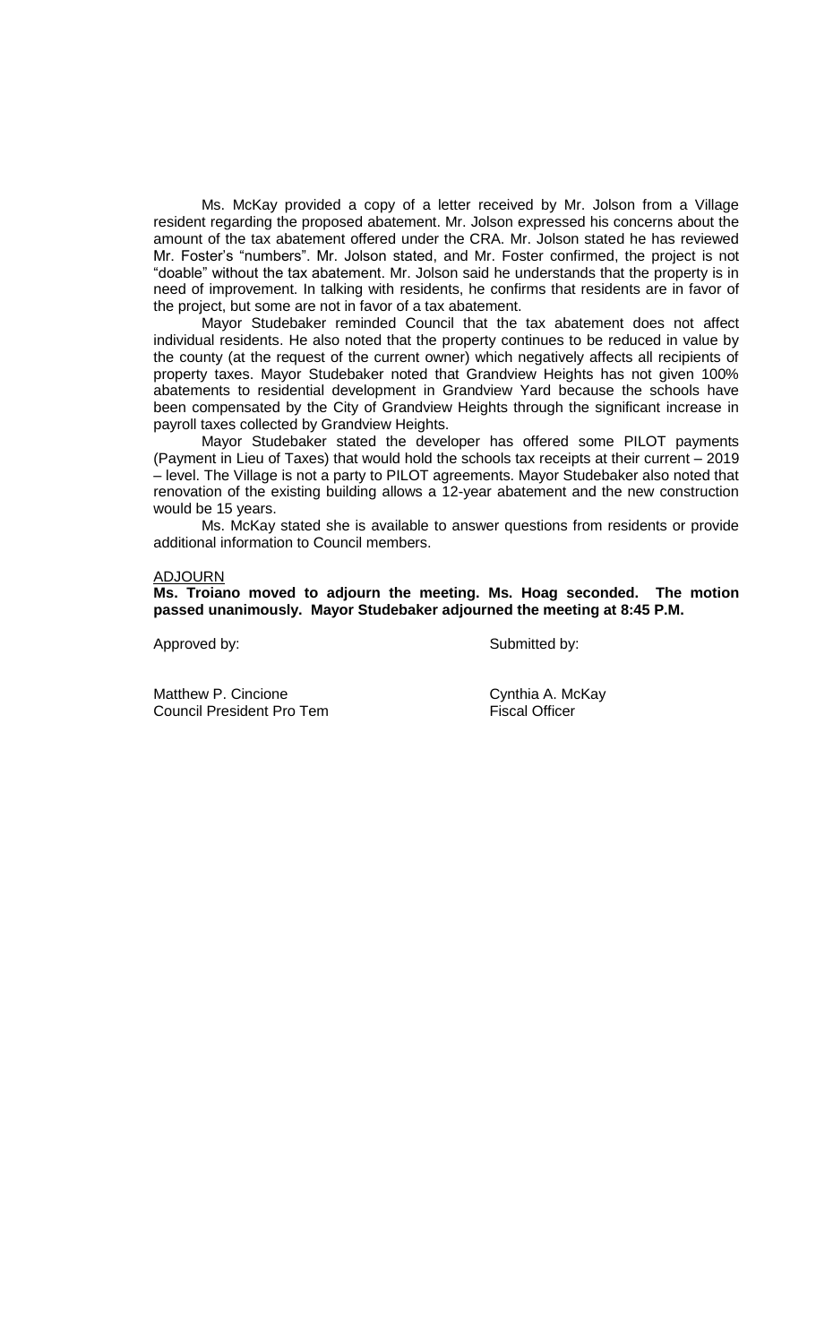Ms. McKay provided a copy of a letter received by Mr. Jolson from a Village resident regarding the proposed abatement. Mr. Jolson expressed his concerns about the amount of the tax abatement offered under the CRA. Mr. Jolson stated he has reviewed Mr. Foster's "numbers". Mr. Jolson stated, and Mr. Foster confirmed, the project is not "doable" without the tax abatement. Mr. Jolson said he understands that the property is in need of improvement. In talking with residents, he confirms that residents are in favor of the project, but some are not in favor of a tax abatement.

Mayor Studebaker reminded Council that the tax abatement does not affect individual residents. He also noted that the property continues to be reduced in value by the county (at the request of the current owner) which negatively affects all recipients of property taxes. Mayor Studebaker noted that Grandview Heights has not given 100% abatements to residential development in Grandview Yard because the schools have been compensated by the City of Grandview Heights through the significant increase in payroll taxes collected by Grandview Heights.

Mayor Studebaker stated the developer has offered some PILOT payments (Payment in Lieu of Taxes) that would hold the schools tax receipts at their current – 2019 – level. The Village is not a party to PILOT agreements. Mayor Studebaker also noted that renovation of the existing building allows a 12-year abatement and the new construction would be 15 years.

Ms. McKay stated she is available to answer questions from residents or provide additional information to Council members.

ADJOURN

**Ms. Troiano moved to adjourn the meeting. Ms. Hoag seconded. The motion passed unanimously. Mayor Studebaker adjourned the meeting at 8:45 P.M.**

| | |
|---|---|
| Approved by: | Submitted by: |
| Matthew P. Cincione<br>Council President Pro Tem | Cynthia A. McKay<br>Fiscal Officer |